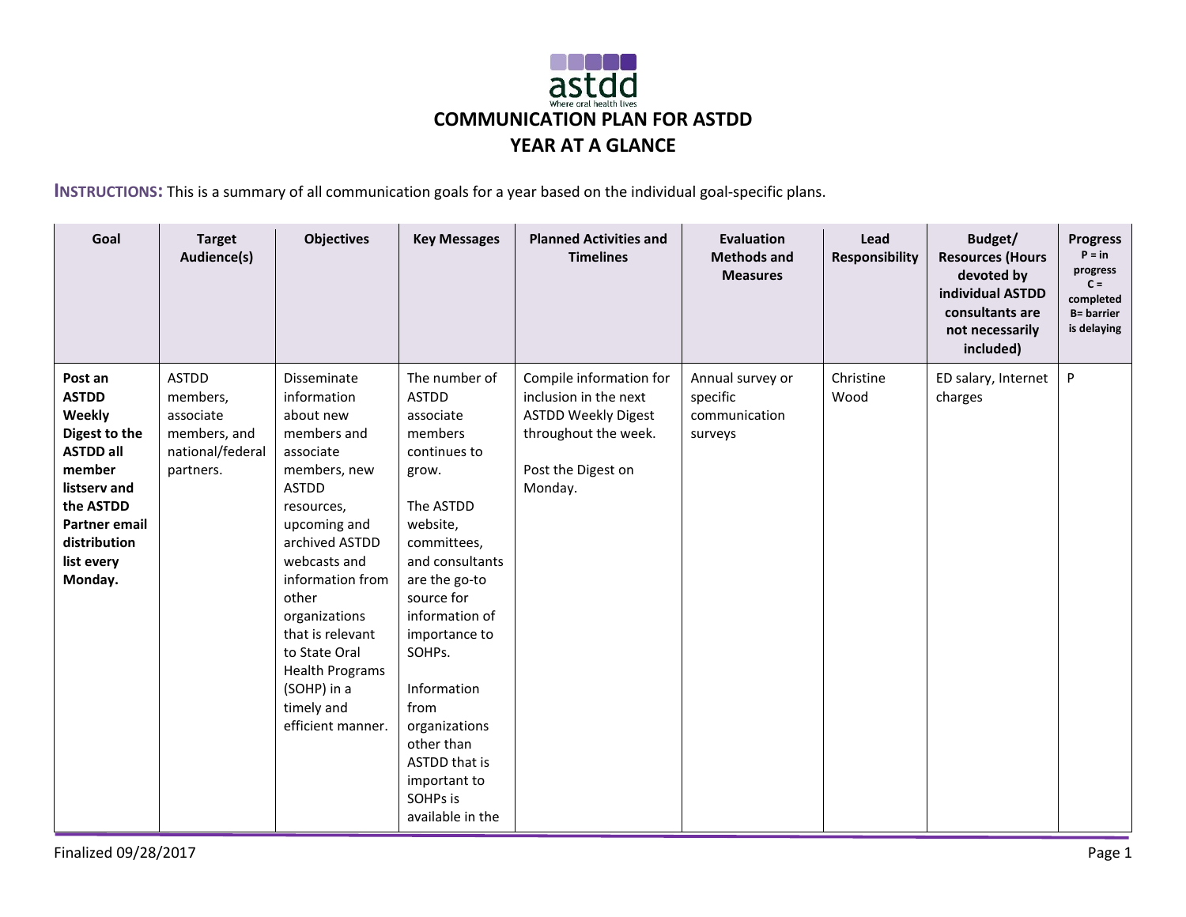# COMMUNICATION PLAN FOR ASTDD

# YEAR AT A GLANCE

**INSTRUCTIONS:** This is a summary of all communication goals for a year based on the individual goal-specific plans.

| Goal | Target Audience(s) | Objectives | Key Messages | Planned Activities and Timelines | Evaluation Methods and Measures | Lead Responsibility | Budget/ Resources (Hours devoted by individual ASTDD consultants are not necessarily included) | Progress P = in progress C = completed B= barrier is delaying |
|---|---|---|---|---|---|---|---|---|
| **Post an ASTDD Weekly Digest to the ASTDD all member listserv and the ASTDD Partner email distribution list every Monday.** | ASTDD members, associate members, and national/federal partners. | Disseminate information about new members and associate members, new ASTDD resources, upcoming and archived ASTDD webcasts and information from other organizations that is relevant to State Oral Health Programs (SOHP) in a timely and efficient manner. | The number of ASTDD associate members continues to grow.<br><br>The ASTDD website, committees, and consultants are the go-to source for information of importance to SOHPs.<br><br>Information from organizations other than ASTDD that is important to SOHPs is available in the | Compile information for inclusion in the next ASTDD Weekly Digest throughout the week.<br><br>Post the Digest on Monday. | Annual survey or specific communication surveys | Christine Wood | ED salary, Internet charges | P |

Finalized 09/28/2017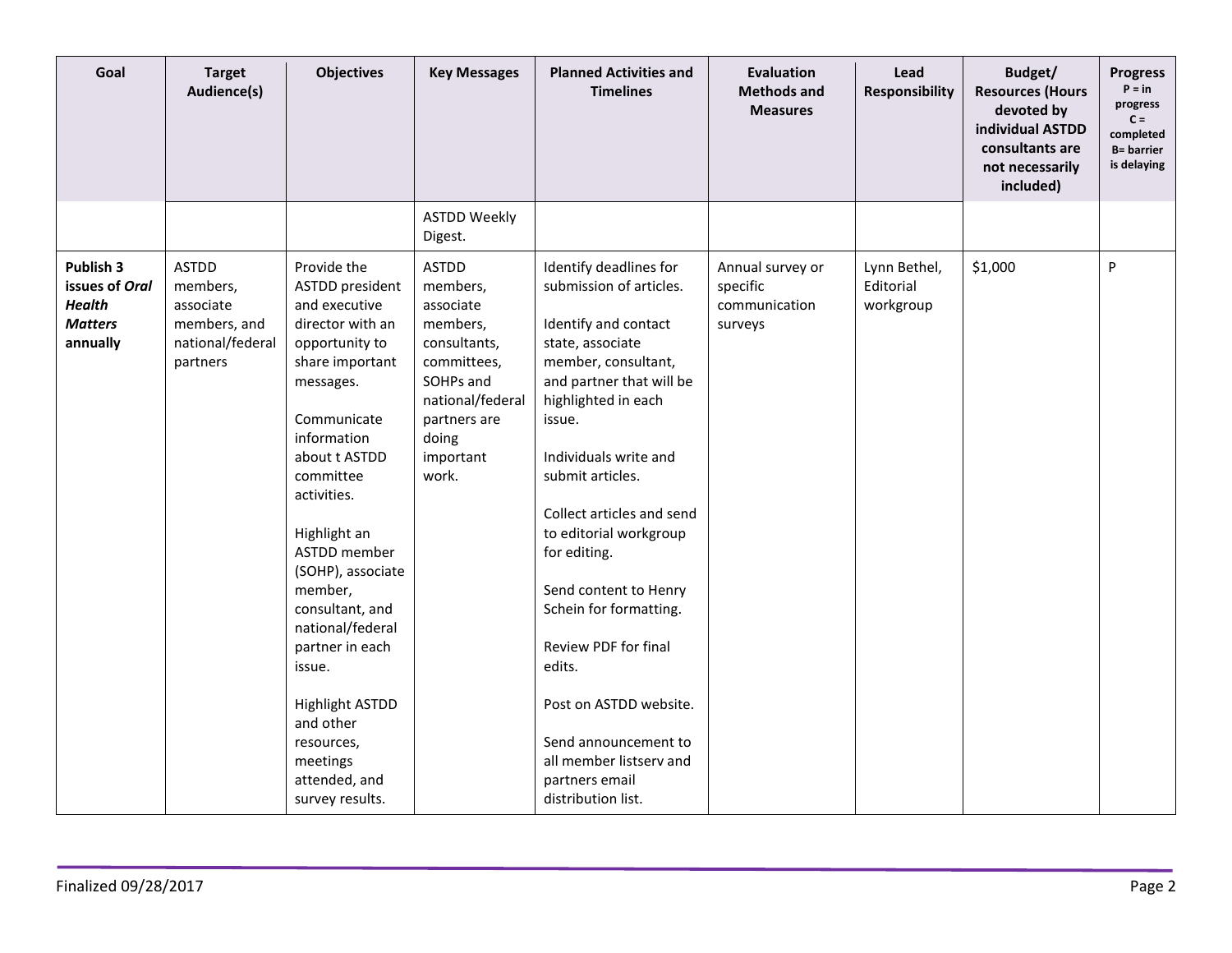| Goal | Target Audience(s) | Objectives | Key Messages | Planned Activities and Timelines | Evaluation Methods and Measures | Lead Responsibility | Budget/ Resources (Hours devoted by individual ASTDD consultants are not necessarily included) | Progress P = in progress C = completed B= barrier is delaying |
|---|---|---|---|---|---|---|---|---|
| | | | ASTDD Weekly Digest. | | | | | |
| **Publish 3 issues of *Oral Health Matters* annually** | ASTDD members, associate members, and national/federal partners | Provide the ASTDD president and executive director with an opportunity to share important messages.<br><br>Communicate information about t ASTDD committee activities.<br><br>Highlight an ASTDD member (SOHP), associate member, consultant, and national/federal partner in each issue.<br><br>Highlight ASTDD and other resources, meetings attended, and survey results. | ASTDD members, associate members, consultants, committees, SOHPs and national/federal partners are doing important work. | Identify deadlines for submission of articles.<br><br>Identify and contact state, associate member, consultant, and partner that will be highlighted in each issue.<br><br>Individuals write and submit articles.<br><br>Collect articles and send to editorial workgroup for editing.<br><br>Send content to Henry Schein for formatting.<br><br>Review PDF for final edits.<br><br>Post on ASTDD website.<br><br>Send announcement to all member listserv and partners email distribution list. | Annual survey or specific communication surveys | Lynn Bethel, Editorial workgroup | $1,000 | P |

Finalized 09/28/2017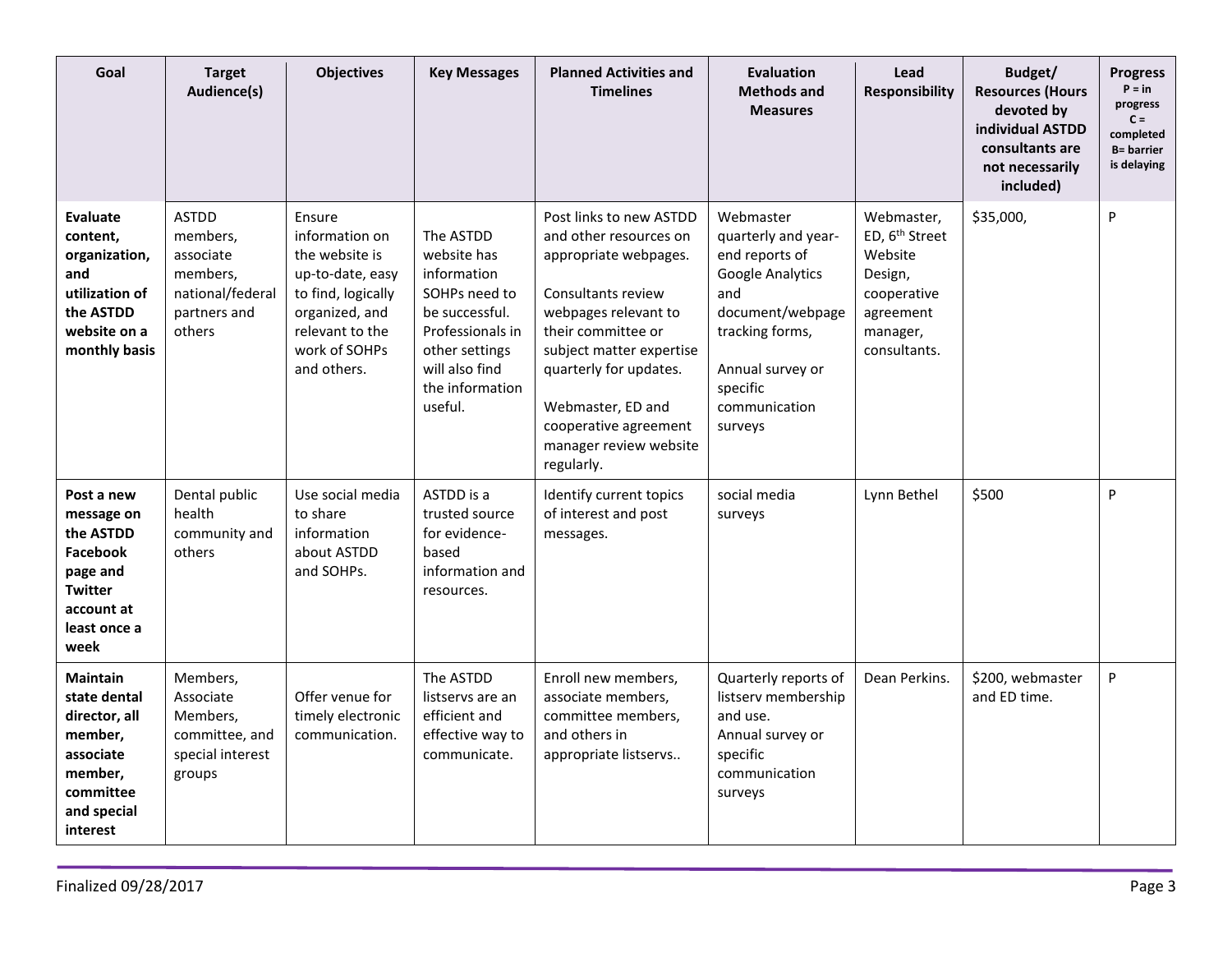| Goal | Target Audience(s) | Objectives | Key Messages | Planned Activities and Timelines | Evaluation Methods and Measures | Lead Responsibility | Budget/ Resources (Hours devoted by individual ASTDD consultants are not necessarily included) | Progress P = in progress C = completed B= barrier is delaying |
|---|---|---|---|---|---|---|---|---|
| **Evaluate content, organization, and utilization of the ASTDD website on a monthly basis** | ASTDD members, associate members, national/federal partners and others | Ensure information on the website is up-to-date, easy to find, logically organized, and relevant to the work of SOHPs and others. | The ASTDD website has information SOHPs need to be successful. Professionals in other settings will also find the information useful. | Post links to new ASTDD and other resources on appropriate webpages.<br><br>Consultants review webpages relevant to their committee or subject matter expertise quarterly for updates.<br><br>Webmaster, ED and cooperative agreement manager review website regularly. | Webmaster quarterly and year-end reports of Google Analytics and document/webpage tracking forms,<br><br>Annual survey or specific communication surveys | Webmaster, ED, 6th Street Website Design, cooperative agreement manager, consultants. | $35,000, | P |
| **Post a new message on the ASTDD Facebook page and Twitter account at least once a week** | Dental public health community and others | Use social media to share information about ASTDD and SOHPs. | ASTDD is a trusted source for evidence-based information and resources. | Identify current topics of interest and post messages. | social media surveys | Lynn Bethel | $500 | P |
| **Maintain state dental director, all member, associate member, committee and special interest** | Members, Associate Members, committee, and special interest groups | Offer venue for timely electronic communication. | The ASTDD listservs are an efficient and effective way to communicate. | Enroll new members, associate members, committee members, and others in appropriate listservs.. | Quarterly reports of listserv membership and use.<br>Annual survey or specific communication surveys | Dean Perkins. | $200, webmaster and ED time. | P |

Finalized 09/28/2017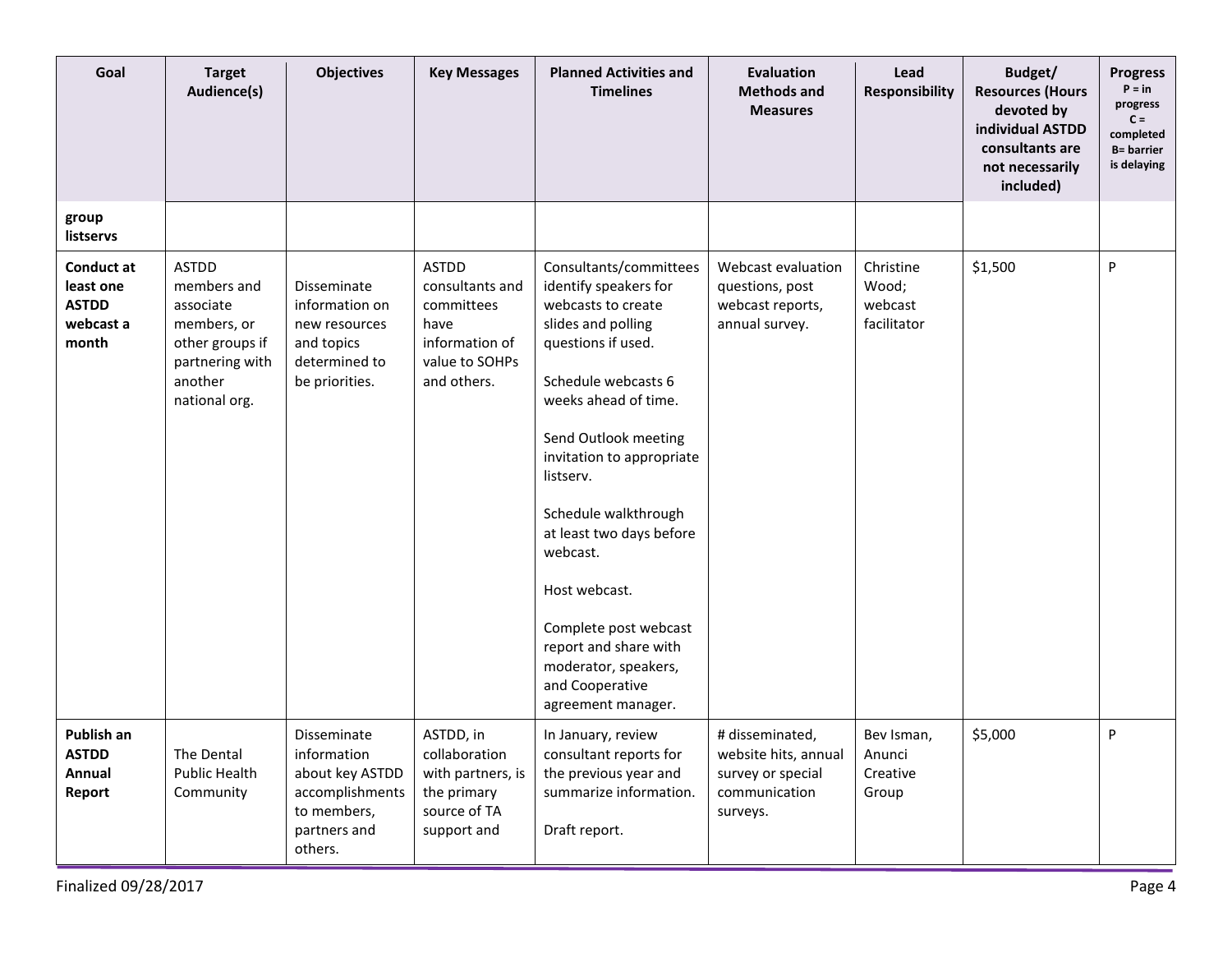| Goal | Target Audience(s) | Objectives | Key Messages | Planned Activities and Timelines | Evaluation Methods and Measures | Lead Responsibility | Budget/ Resources (Hours devoted by individual ASTDD consultants are not necessarily included) | Progress P = in progress C = completed B= barrier is delaying |
|---|---|---|---|---|---|---|---|---|
| **group listservs** | | | | | | | | |
| **Conduct at least one ASTDD webcast a month** | ASTDD members and associate members, or other groups if partnering with another national org. | Disseminate information on new resources and topics determined to be priorities. | ASTDD consultants and committees have information of value to SOHPs and others. | Consultants/committees identify speakers for webcasts to create slides and polling questions if used.<br><br>Schedule webcasts 6 weeks ahead of time.<br><br>Send Outlook meeting invitation to appropriate listserv.<br><br>Schedule walkthrough at least two days before webcast.<br><br>Host webcast.<br><br>Complete post webcast report and share with moderator, speakers, and Cooperative agreement manager. | Webcast evaluation questions, post webcast reports, annual survey. | Christine Wood; webcast facilitator | $1,500 | P |
| **Publish an ASTDD Annual Report** | The Dental Public Health Community | Disseminate information about key ASTDD accomplishments to members, partners and others. | ASTDD, in collaboration with partners, is the primary source of TA support and | In January, review consultant reports for the previous year and summarize information.<br><br>Draft report. | # disseminated, website hits, annual survey or special communication surveys. | Bev Isman, Anunci Creative Group | $5,000 | P |

Finalized 09/28/2017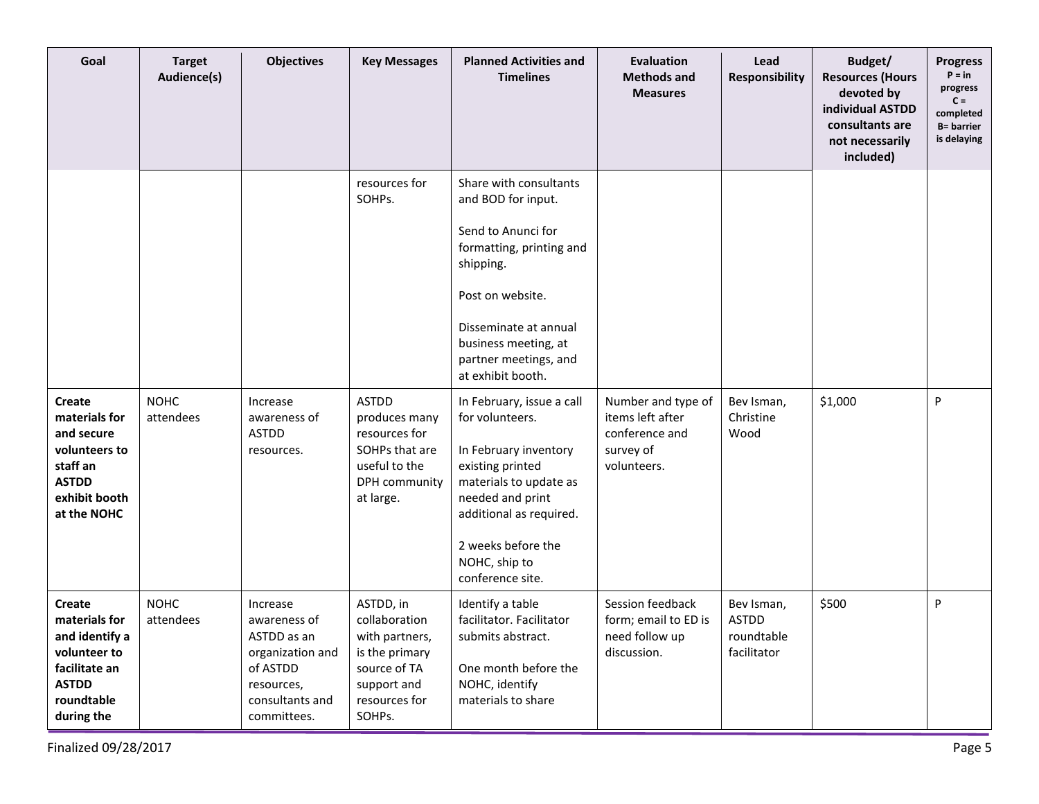| Goal | Target Audience(s) | Objectives | Key Messages | Planned Activities and Timelines | Evaluation Methods and Measures | Lead Responsibility | Budget/ Resources (Hours devoted by individual ASTDD consultants are not necessarily included) | Progress P = in progress C = completed B= barrier is delaying |
|---|---|---|---|---|---|---|---|---|
| | | | resources for SOHPs. | Share with consultants and BOD for input.<br><br>Send to Anunci for formatting, printing and shipping.<br><br>Post on website.<br><br>Disseminate at annual business meeting, at partner meetings, and at exhibit booth. | | | | |
| **Create materials for and secure volunteers to staff an ASTDD exhibit booth at the NOHC** | NOHC attendees | Increase awareness of ASTDD resources. | ASTDD produces many resources for SOHPs that are useful to the DPH community at large. | In February, issue a call for volunteers.<br><br>In February inventory existing printed materials to update as needed and print additional as required.<br><br>2 weeks before the NOHC, ship to conference site. | Number and type of items left after conference and survey of volunteers. | Bev Isman, Christine Wood | $1,000 | P |
| **Create materials for and identify a volunteer to facilitate an ASTDD roundtable during the** | NOHC attendees | Increase awareness of ASTDD as an organization and of ASTDD resources, consultants and committees. | ASTDD, in collaboration with partners, is the primary source of TA support and resources for SOHPs. | Identify a table facilitator. Facilitator submits abstract.<br><br>One month before the NOHC, identify materials to share | Session feedback form; email to ED is need follow up discussion. | Bev Isman, ASTDD roundtable facilitator | $500 | P |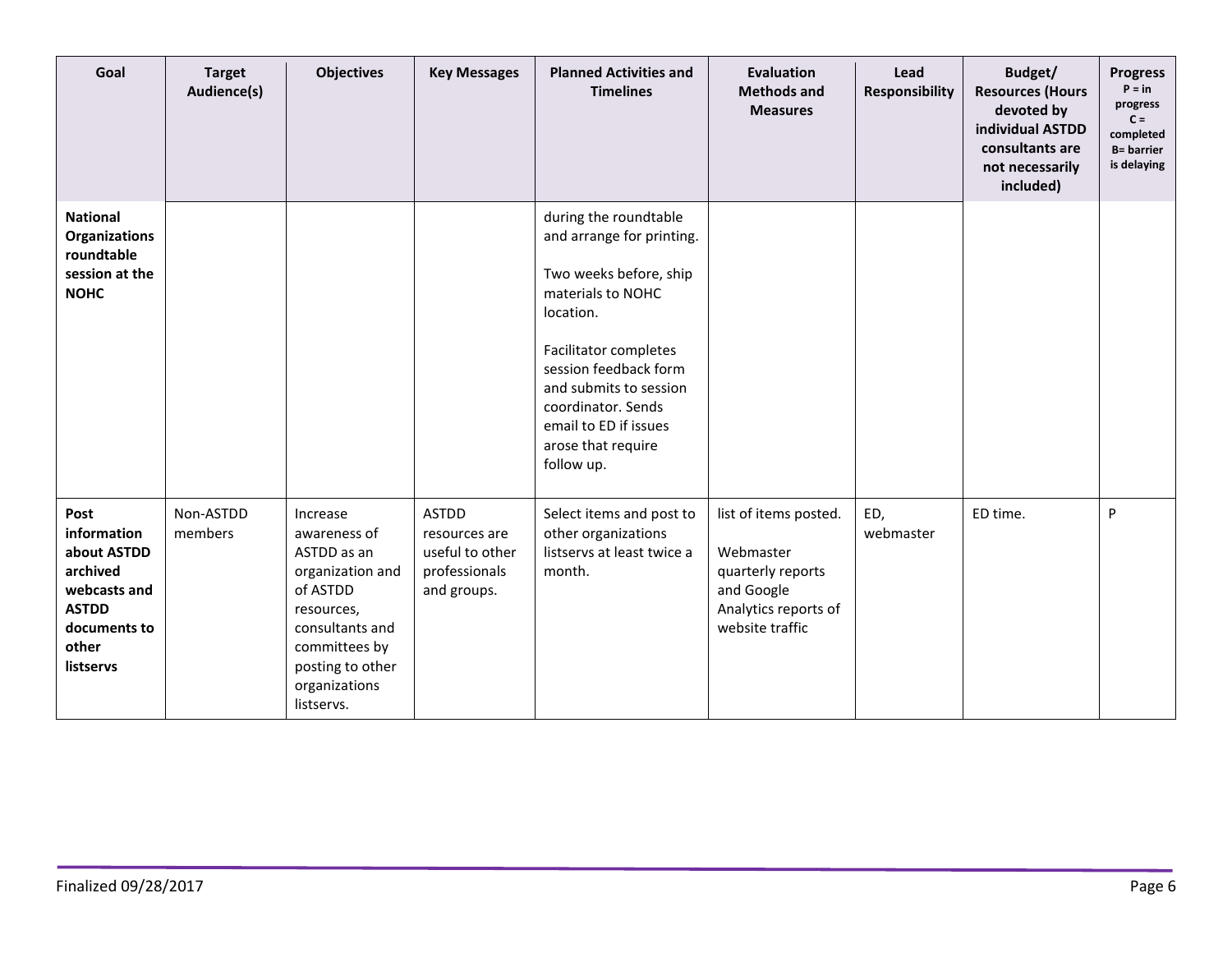| Goal | Target Audience(s) | Objectives | Key Messages | Planned Activities and Timelines | Evaluation Methods and Measures | Lead Responsibility | Budget/ Resources (Hours devoted by individual ASTDD consultants are not necessarily included) | Progress P = in progress C = completed B= barrier is delaying |
|---|---|---|---|---|---|---|---|---|
| **National Organizations roundtable session at the NOHC** | | | | during the roundtable and arrange for printing.<br><br>Two weeks before, ship materials to NOHC location.<br><br>Facilitator completes session feedback form and submits to session coordinator. Sends email to ED if issues arose that require follow up. | | | | |
| **Post information about ASTDD archived webcasts and ASTDD documents to other listservs** | Non-ASTDD members | Increase awareness of ASTDD as an organization and of ASTDD resources, consultants and committees by posting to other organizations listservs. | ASTDD resources are useful to other professionals and groups. | Select items and post to other organizations listservs at least twice a month. | list of items posted.<br><br>Webmaster quarterly reports and Google Analytics reports of website traffic | ED, webmaster | ED time. | P |

Finalized 09/28/2017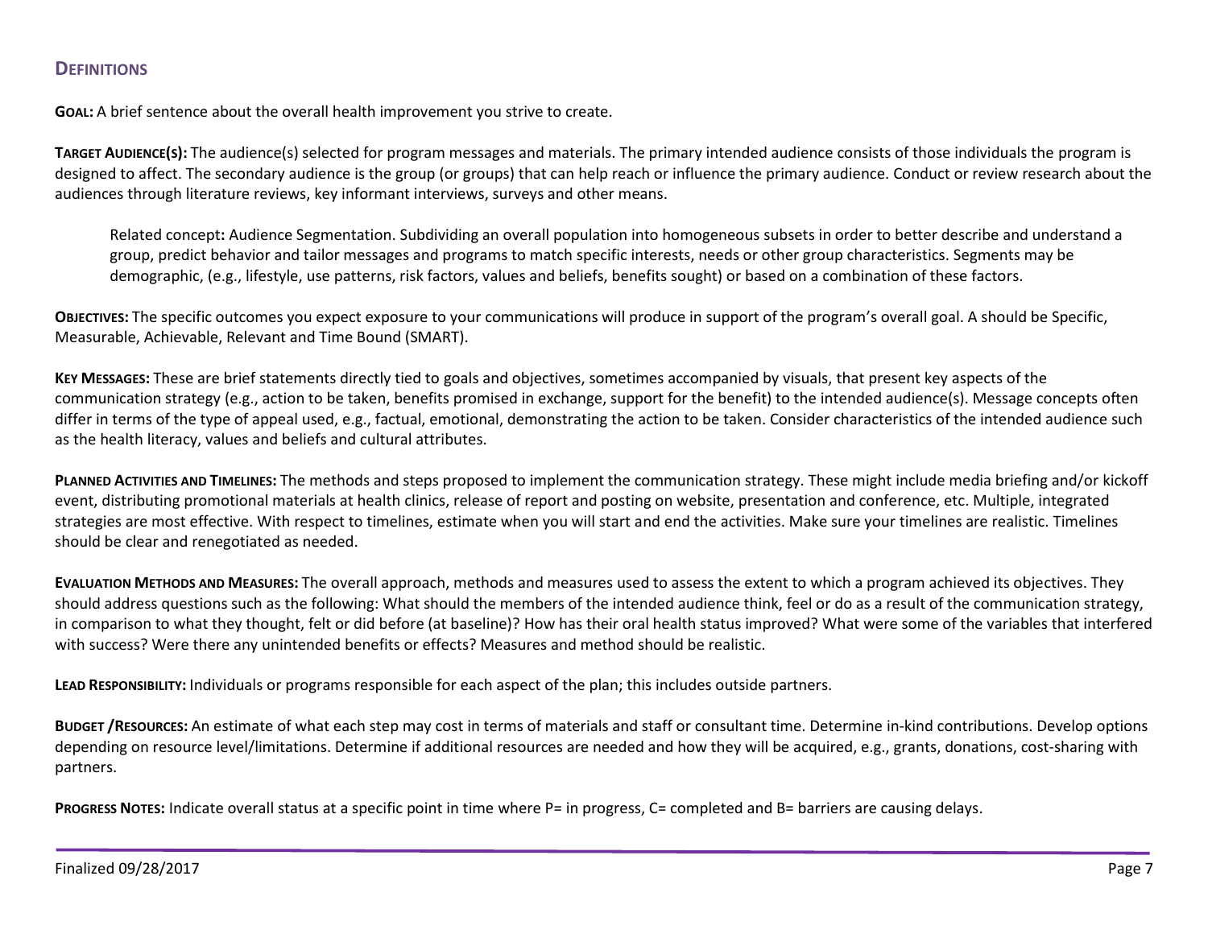## Definitions

**Goal:** A brief sentence about the overall health improvement you strive to create.

**Target Audience(s):** The audience(s) selected for program messages and materials. The primary intended audience consists of those individuals the program is designed to affect. The secondary audience is the group (or groups) that can help reach or influence the primary audience. Conduct or review research about the audiences through literature reviews, key informant interviews, surveys and other means.

> Related concept: Audience Segmentation. Subdividing an overall population into homogeneous subsets in order to better describe and understand a group, predict behavior and tailor messages and programs to match specific interests, needs or other group characteristics. Segments may be demographic, (e.g., lifestyle, use patterns, risk factors, values and beliefs, benefits sought) or based on a combination of these factors.

**Objectives:** The specific outcomes you expect exposure to your communications will produce in support of the program's overall goal. A should be Specific, Measurable, Achievable, Relevant and Time Bound (SMART).

**Key Messages:** These are brief statements directly tied to goals and objectives, sometimes accompanied by visuals, that present key aspects of the communication strategy (e.g., action to be taken, benefits promised in exchange, support for the benefit) to the intended audience(s). Message concepts often differ in terms of the type of appeal used, e.g., factual, emotional, demonstrating the action to be taken. Consider characteristics of the intended audience such as the health literacy, values and beliefs and cultural attributes.

**Planned Activities and Timelines:** The methods and steps proposed to implement the communication strategy. These might include media briefing and/or kickoff event, distributing promotional materials at health clinics, release of report and posting on website, presentation and conference, etc. Multiple, integrated strategies are most effective. With respect to timelines, estimate when you will start and end the activities. Make sure your timelines are realistic. Timelines should be clear and renegotiated as needed.

**Evaluation Methods and Measures:** The overall approach, methods and measures used to assess the extent to which a program achieved its objectives. They should address questions such as the following: What should the members of the intended audience think, feel or do as a result of the communication strategy, in comparison to what they thought, felt or did before (at baseline)? How has their oral health status improved? What were some of the variables that interfered with success? Were there any unintended benefits or effects? Measures and method should be realistic.

**Lead Responsibility:** Individuals or programs responsible for each aspect of the plan; this includes outside partners.

**Budget /Resources:** An estimate of what each step may cost in terms of materials and staff or consultant time. Determine in-kind contributions. Develop options depending on resource level/limitations. Determine if additional resources are needed and how they will be acquired, e.g., grants, donations, cost-sharing with partners.

**Progress Notes:** Indicate overall status at a specific point in time where P= in progress, C= completed and B= barriers are causing delays.

Finalized 09/28/2017